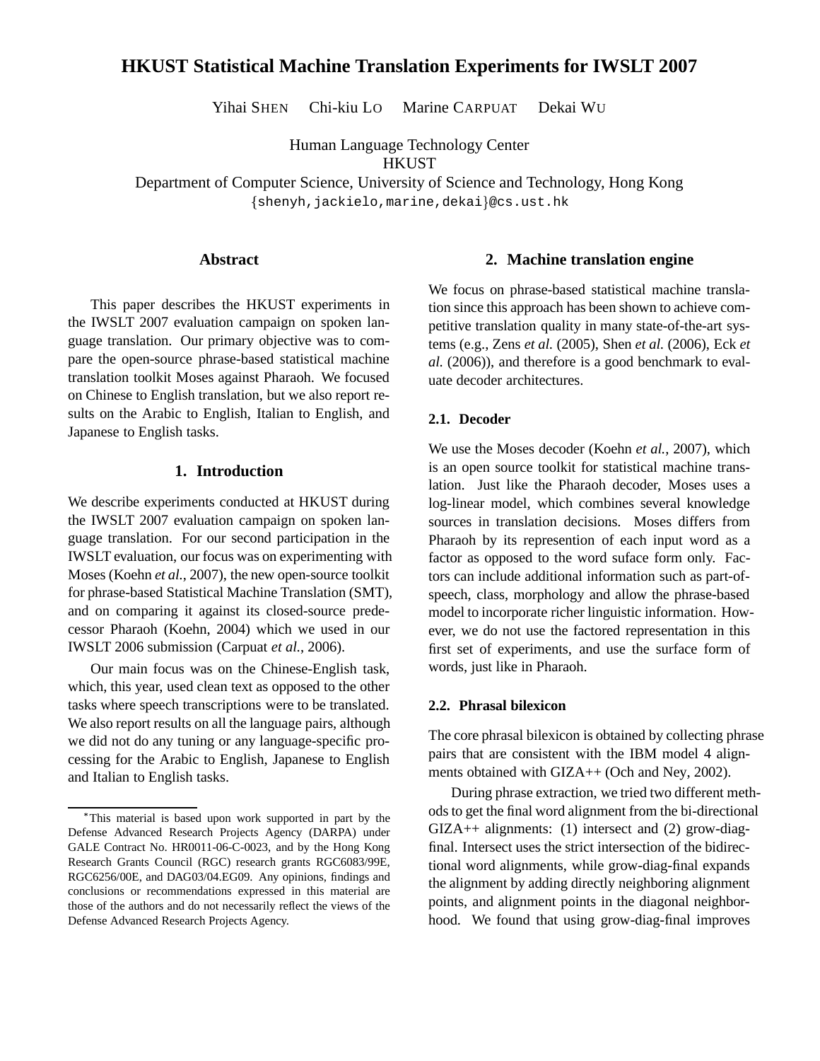# HKUST Statistical Machine Translation Experiments for IWSLT 2007

Yihai SHEN Chi-kiu LO Marine CARPUAT Dekai WU

Human Language Technology Center
HKUST
Department of Computer Science, University of Science and Technology, Hong Kong
{shenyh,jackielo,marine,dekai}@cs.ust.hk

## Abstract

This paper describes the HKUST experiments in the IWSLT 2007 evaluation campaign on spoken language translation. Our primary objective was to compare the open-source phrase-based statistical machine translation toolkit Moses against Pharaoh. We focused on Chinese to English translation, but we also report results on the Arabic to English, Italian to English, and Japanese to English tasks.

## 1. Introduction

We describe experiments conducted at HKUST during the IWSLT 2007 evaluation campaign on spoken language translation. For our second participation in the IWSLT evaluation, our focus was on experimenting with Moses (Koehn *et al.*, 2007), the new open-source toolkit for phrase-based Statistical Machine Translation (SMT), and on comparing it against its closed-source predecessor Pharaoh (Koehn, 2004) which we used in our IWSLT 2006 submission (Carpuat *et al.*, 2006).

Our main focus was on the Chinese-English task, which, this year, used clean text as opposed to the other tasks where speech transcriptions were to be translated. We also report results on all the language pairs, although we did not do any tuning or any language-specific processing for the Arabic to English, Japanese to English and Italian to English tasks.

*This material is based upon work supported in part by the Defense Advanced Research Projects Agency (DARPA) under GALE Contract No. HR0011-06-C-0023, and by the Hong Kong Research Grants Council (RGC) research grants RGC6083/99E, RGC6256/00E, and DAG03/04.EG09. Any opinions, findings and conclusions or recommendations expressed in this material are those of the authors and do not necessarily reflect the views of the Defense Advanced Research Projects Agency.

## 2. Machine translation engine

We focus on phrase-based statistical machine translation since this approach has been shown to achieve competitive translation quality in many state-of-the-art systems (e.g., Zens *et al.* (2005), Shen *et al.* (2006), Eck *et al.* (2006)), and therefore is a good benchmark to evaluate decoder architectures.

### 2.1. Decoder

We use the Moses decoder (Koehn *et al.*, 2007), which is an open source toolkit for statistical machine translation. Just like the Pharaoh decoder, Moses uses a log-linear model, which combines several knowledge sources in translation decisions. Moses differs from Pharaoh by its represention of each input word as a factor as opposed to the word suface form only. Factors can include additional information such as part-of-speech, class, morphology and allow the phrase-based model to incorporate richer linguistic information. However, we do not use the factored representation in this first set of experiments, and use the surface form of words, just like in Pharaoh.

### 2.2. Phrasal bilexicon

The core phrasal bilexicon is obtained by collecting phrase pairs that are consistent with the IBM model 4 alignments obtained with GIZA++ (Och and Ney, 2002).

During phrase extraction, we tried two different methods to get the final word alignment from the bi-directional GIZA++ alignments: (1) intersect and (2) grow-diag-final. Intersect uses the strict intersection of the bidirectional word alignments, while grow-diag-final expands the alignment by adding directly neighboring alignment points, and alignment points in the diagonal neighborhood. We found that using grow-diag-final improves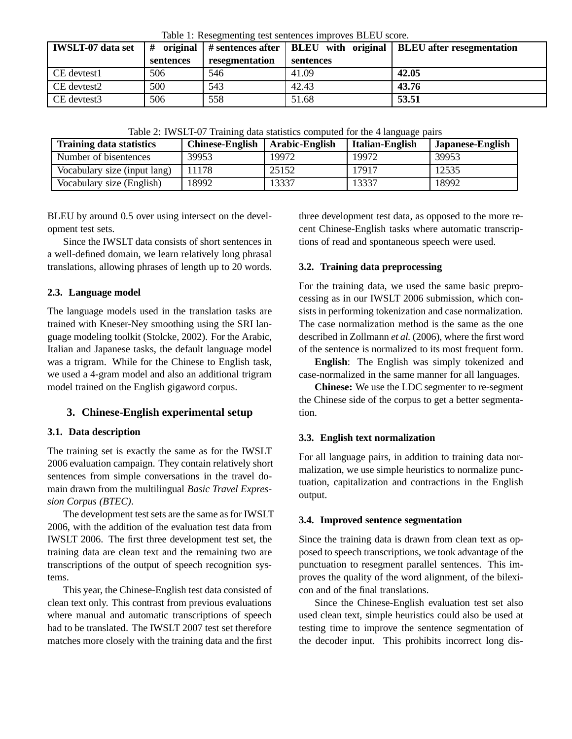Table 1: Resegmenting test sentences improves BLEU score.

| IWSLT-07 data set | # original sentences | # sentences after resegmentation | BLEU with original sentences | BLEU after resegmentation |
|---|---|---|---|---|
| CE devtest1 | 506 | 546 | 41.09 | **42.05** |
| CE devtest2 | 500 | 543 | 42.43 | **43.76** |
| CE devtest3 | 506 | 558 | 51.68 | **53.51** |

Table 2: IWSLT-07 Training data statistics computed for the 4 language pairs

| Training data statistics | Chinese-English | Arabic-English | Italian-English | Japanese-English |
|---|---|---|---|---|
| Number of bisentences | 39953 | 19972 | 19972 | 39953 |
| Vocabulary size (input lang) | 11178 | 25152 | 17917 | 12535 |
| Vocabulary size (English) | 18992 | 13337 | 13337 | 18992 |

BLEU by around 0.5 over using intersect on the development test sets.

Since the IWSLT data consists of short sentences in a well-defined domain, we learn relatively long phrasal translations, allowing phrases of length up to 20 words.

### 2.3. Language model

The language models used in the translation tasks are trained with Kneser-Ney smoothing using the SRI language modeling toolkit (Stolcke, 2002). For the Arabic, Italian and Japanese tasks, the default language model was a trigram. While for the Chinese to English task, we used a 4-gram model and also an additional trigram model trained on the English gigaword corpus.

## 3. Chinese-English experimental setup

### 3.1. Data description

The training set is exactly the same as for the IWSLT 2006 evaluation campaign. They contain relatively short sentences from simple conversations in the travel domain drawn from the multilingual *Basic Travel Expression Corpus (BTEC)*.

The development test sets are the same as for IWSLT 2006, with the addition of the evaluation test data from IWSLT 2006. The first three development test set, the training data are clean text and the remaining two are transcriptions of the output of speech recognition systems.

This year, the Chinese-English test data consisted of clean text only. This contrast from previous evaluations where manual and automatic transcriptions of speech had to be translated. The IWSLT 2007 test set therefore matches more closely with the training data and the first three development test data, as opposed to the more recent Chinese-English tasks where automatic transcriptions of read and spontaneous speech were used.

### 3.2. Training data preprocessing

For the training data, we used the same basic preprocessing as in our IWSLT 2006 submission, which consists in performing tokenization and case normalization. The case normalization method is the same as the one described in Zollmann *et al.* (2006), where the first word of the sentence is normalized to its most frequent form.

**English**: The English was simply tokenized and case-normalized in the same manner for all languages.

**Chinese:** We use the LDC segmenter to re-segment the Chinese side of the corpus to get a better segmentation.

### 3.3. English text normalization

For all language pairs, in addition to training data normalization, we use simple heuristics to normalize punctuation, capitalization and contractions in the English output.

### 3.4. Improved sentence segmentation

Since the training data is drawn from clean text as opposed to speech transcriptions, we took advantage of the punctuation to resegment parallel sentences. This improves the quality of the word alignment, of the bilexicon and of the final translations.

Since the Chinese-English evaluation test set also used clean text, simple heuristics could also be used at testing time to improve the sentence segmentation of the decoder input. This prohibits incorrect long dis-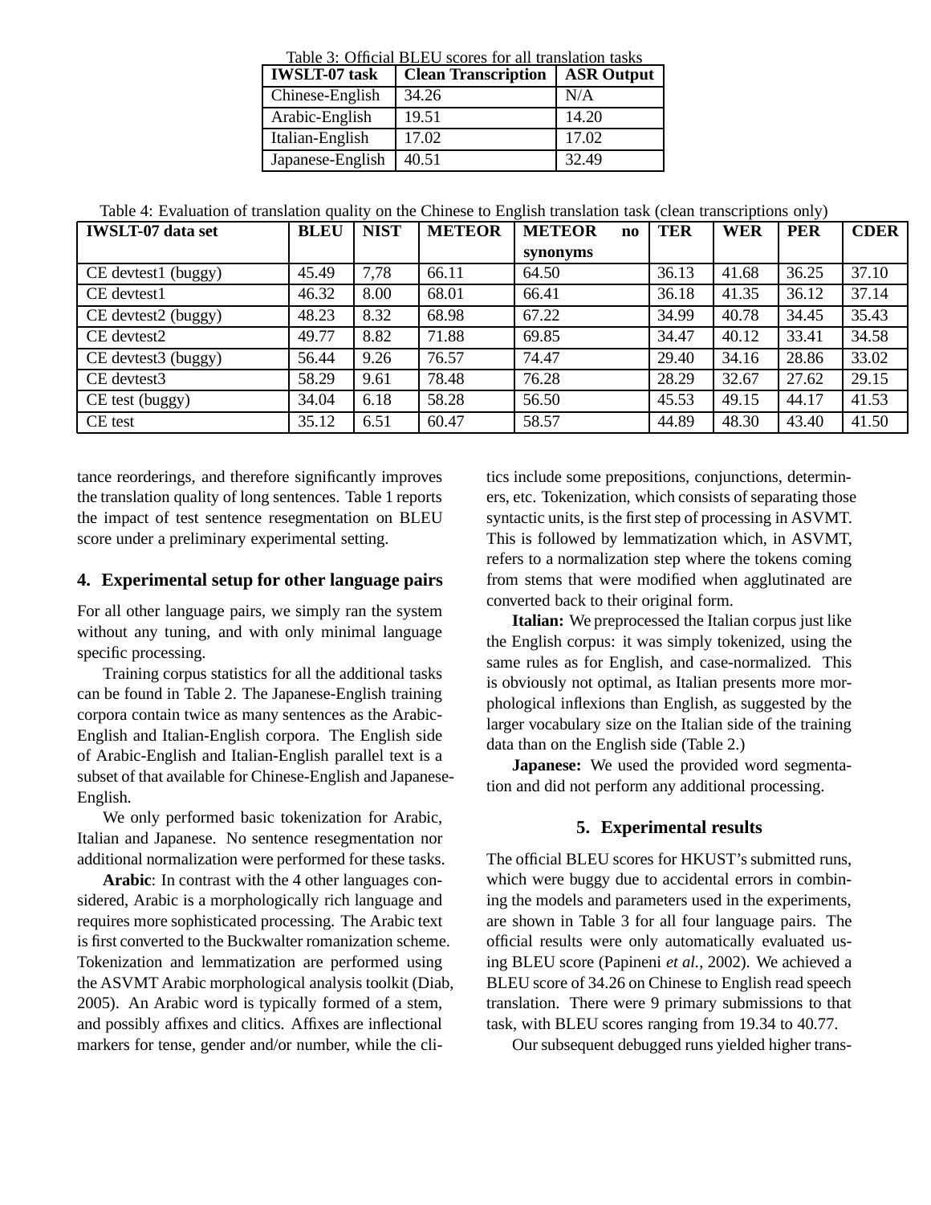Table 3: Official BLEU scores for all translation tasks

| IWSLT-07 task | Clean Transcription | ASR Output |
|---|---|---|
| Chinese-English | 34.26 | N/A |
| Arabic-English | 19.51 | 14.20 |
| Italian-English | 17.02 | 17.02 |
| Japanese-English | 40.51 | 32.49 |

Table 4: Evaluation of translation quality on the Chinese to English translation task (clean transcriptions only)

| IWSLT-07 data set | BLEU | NIST | METEOR | METEOR no synonyms | TER | WER | PER | CDER |
|---|---|---|---|---|---|---|---|---|
| CE devtest1 (buggy) | 45.49 | 7,78 | 66.11 | 64.50 | 36.13 | 41.68 | 36.25 | 37.10 |
| CE devtest1 | 46.32 | 8.00 | 68.01 | 66.41 | 36.18 | 41.35 | 36.12 | 37.14 |
| CE devtest2 (buggy) | 48.23 | 8.32 | 68.98 | 67.22 | 34.99 | 40.78 | 34.45 | 35.43 |
| CE devtest2 | 49.77 | 8.82 | 71.88 | 69.85 | 34.47 | 40.12 | 33.41 | 34.58 |
| CE devtest3 (buggy) | 56.44 | 9.26 | 76.57 | 74.47 | 29.40 | 34.16 | 28.86 | 33.02 |
| CE devtest3 | 58.29 | 9.61 | 78.48 | 76.28 | 28.29 | 32.67 | 27.62 | 29.15 |
| CE test (buggy) | 34.04 | 6.18 | 58.28 | 56.50 | 45.53 | 49.15 | 44.17 | 41.53 |
| CE test | 35.12 | 6.51 | 60.47 | 58.57 | 44.89 | 48.30 | 43.40 | 41.50 |

tance reorderings, and therefore significantly improves the translation quality of long sentences. Table 1 reports the impact of test sentence resegmentation on BLEU score under a preliminary experimental setting.

## 4. Experimental setup for other language pairs

For all other language pairs, we simply ran the system without any tuning, and with only minimal language specific processing.

Training corpus statistics for all the additional tasks can be found in Table 2. The Japanese-English training corpora contain twice as many sentences as the Arabic-English and Italian-English corpora. The English side of Arabic-English and Italian-English parallel text is a subset of that available for Chinese-English and Japanese-English.

We only performed basic tokenization for Arabic, Italian and Japanese. No sentence resegmentation nor additional normalization were performed for these tasks.

**Arabic**: In contrast with the 4 other languages considered, Arabic is a morphologically rich language and requires more sophisticated processing. The Arabic text is first converted to the Buckwalter romanization scheme. Tokenization and lemmatization are performed using the ASVMT Arabic morphological analysis toolkit (Diab, 2005). An Arabic word is typically formed of a stem, and possibly affixes and clitics. Affixes are inflectional markers for tense, gender and/or number, while the clitics include some prepositions, conjunctions, determiners, etc. Tokenization, which consists of separating those syntactic units, is the first step of processing in ASVMT. This is followed by lemmatization which, in ASVMT, refers to a normalization step where the tokens coming from stems that were modified when agglutinated are converted back to their original form.

**Italian:** We preprocessed the Italian corpus just like the English corpus: it was simply tokenized, using the same rules as for English, and case-normalized. This is obviously not optimal, as Italian presents more morphological inflexions than English, as suggested by the larger vocabulary size on the Italian side of the training data than on the English side (Table 2.)

**Japanese:** We used the provided word segmentation and did not perform any additional processing.

## 5. Experimental results

The official BLEU scores for HKUST's submitted runs, which were buggy due to accidental errors in combining the models and parameters used in the experiments, are shown in Table 3 for all four language pairs. The official results were only automatically evaluated using BLEU score (Papineni *et al.*, 2002). We achieved a BLEU score of 34.26 on Chinese to English read speech translation. There were 9 primary submissions to that task, with BLEU scores ranging from 19.34 to 40.77.

Our subsequent debugged runs yielded higher trans-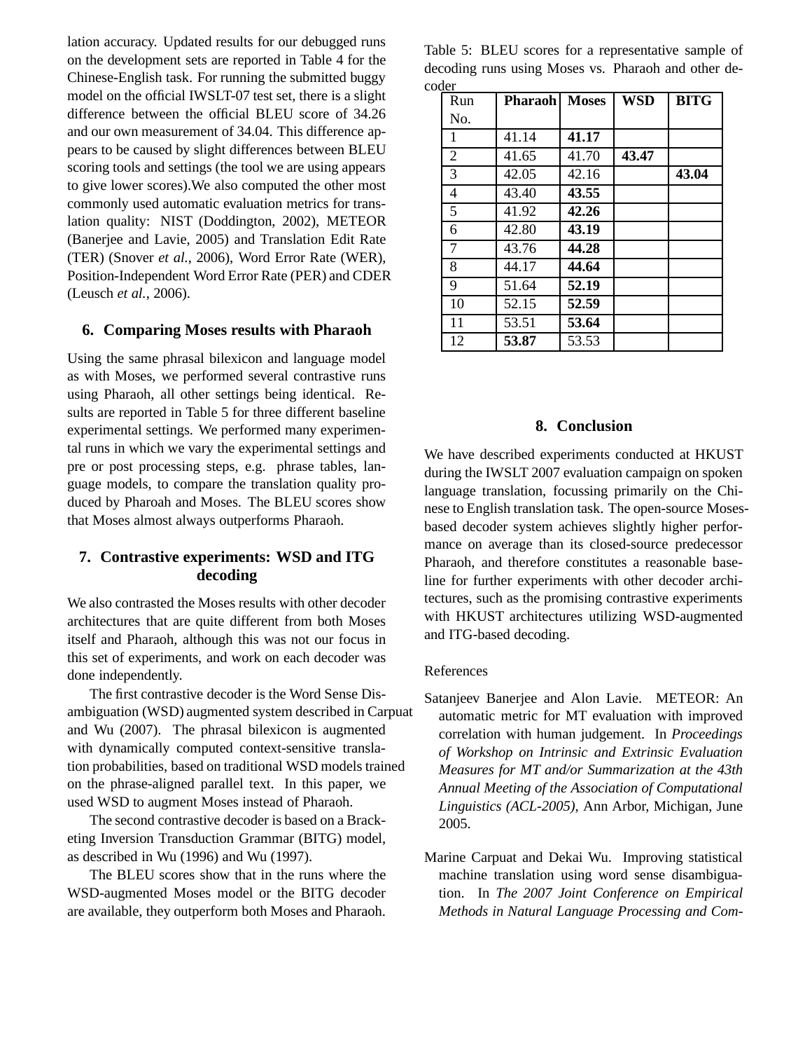lation accuracy. Updated results for our debugged runs on the development sets are reported in Table 4 for the Chinese-English task. For running the submitted buggy model on the official IWSLT-07 test set, there is a slight difference between the official BLEU score of 34.26 and our own measurement of 34.04. This difference appears to be caused by slight differences between BLEU scoring tools and settings (the tool we are using appears to give lower scores).We also computed the other most commonly used automatic evaluation metrics for translation quality: NIST (Doddington, 2002), METEOR (Banerjee and Lavie, 2005) and Translation Edit Rate (TER) (Snover *et al.*, 2006), Word Error Rate (WER), Position-Independent Word Error Rate (PER) and CDER (Leusch *et al.*, 2006).

## 6. Comparing Moses results with Pharaoh

Using the same phrasal bilexicon and language model as with Moses, we performed several contrastive runs using Pharaoh, all other settings being identical. Results are reported in Table 5 for three different baseline experimental settings. We performed many experimental runs in which we vary the experimental settings and pre or post processing steps, e.g. phrase tables, language models, to compare the translation quality produced by Pharoah and Moses. The BLEU scores show that Moses almost always outperforms Pharaoh.

## 7. Contrastive experiments: WSD and ITG decoding

We also contrasted the Moses results with other decoder architectures that are quite different from both Moses itself and Pharaoh, although this was not our focus in this set of experiments, and work on each decoder was done independently.

The first contrastive decoder is the Word Sense Disambiguation (WSD) augmented system described in Carpuat and Wu (2007). The phrasal bilexicon is augmented with dynamically computed context-sensitive translation probabilities, based on traditional WSD models trained on the phrase-aligned parallel text. In this paper, we used WSD to augment Moses instead of Pharaoh.

The second contrastive decoder is based on a Bracketing Inversion Transduction Grammar (BITG) model, as described in Wu (1996) and Wu (1997).

The BLEU scores show that in the runs where the WSD-augmented Moses model or the BITG decoder are available, they outperform both Moses and Pharaoh.

Table 5: BLEU scores for a representative sample of decoding runs using Moses vs. Pharaoh and other decoder

| Run No. | **Pharaoh** | **Moses** | **WSD** | **BITG** |
|---|---|---|---|---|
| 1 | 41.14 | **41.17** | | |
| 2 | 41.65 | 41.70 | **43.47** | |
| 3 | 42.05 | 42.16 | | **43.04** |
| 4 | 43.40 | **43.55** | | |
| 5 | 41.92 | **42.26** | | |
| 6 | 42.80 | **43.19** | | |
| 7 | 43.76 | **44.28** | | |
| 8 | 44.17 | **44.64** | | |
| 9 | 51.64 | **52.19** | | |
| 10 | 52.15 | **52.59** | | |
| 11 | 53.51 | **53.64** | | |
| 12 | **53.87** | 53.53 | | |

## 8. Conclusion

We have described experiments conducted at HKUST during the IWSLT 2007 evaluation campaign on spoken language translation, focussing primarily on the Chinese to English translation task. The open-source Moses-based decoder system achieves slightly higher performance on average than its closed-source predecessor Pharaoh, and therefore constitutes a reasonable baseline for further experiments with other decoder architectures, such as the promising contrastive experiments with HKUST architectures utilizing WSD-augmented and ITG-based decoding.

References

Satanjeev Banerjee and Alon Lavie. METEOR: An automatic metric for MT evaluation with improved correlation with human judgement. In *Proceedings of Workshop on Intrinsic and Extrinsic Evaluation Measures for MT and/or Summarization at the 43th Annual Meeting of the Association of Computational Linguistics (ACL-2005)*, Ann Arbor, Michigan, June 2005.

Marine Carpuat and Dekai Wu. Improving statistical machine translation using word sense disambiguation. In *The 2007 Joint Conference on Empirical Methods in Natural Language Processing and Com-*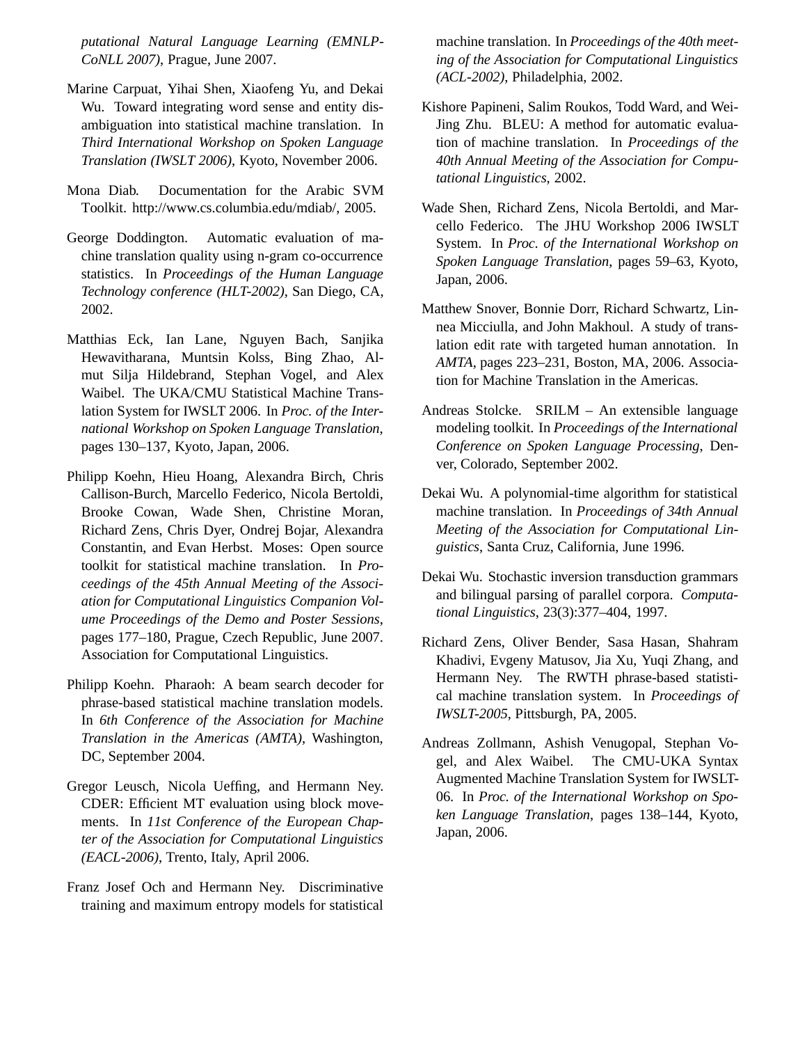*putational Natural Language Learning (EMNLP-CoNLL 2007)*, Prague, June 2007.

Marine Carpuat, Yihai Shen, Xiaofeng Yu, and Dekai Wu. Toward integrating word sense and entity disambiguation into statistical machine translation. In *Third International Workshop on Spoken Language Translation (IWSLT 2006)*, Kyoto, November 2006.

Mona Diab. Documentation for the Arabic SVM Toolkit. http://www.cs.columbia.edu/mdiab/, 2005.

George Doddington. Automatic evaluation of machine translation quality using n-gram co-occurrence statistics. In *Proceedings of the Human Language Technology conference (HLT-2002)*, San Diego, CA, 2002.

Matthias Eck, Ian Lane, Nguyen Bach, Sanjika Hewavitharana, Muntsin Kolss, Bing Zhao, Almut Silja Hildebrand, Stephan Vogel, and Alex Waibel. The UKA/CMU Statistical Machine Translation System for IWSLT 2006. In *Proc. of the International Workshop on Spoken Language Translation*, pages 130–137, Kyoto, Japan, 2006.

Philipp Koehn, Hieu Hoang, Alexandra Birch, Chris Callison-Burch, Marcello Federico, Nicola Bertoldi, Brooke Cowan, Wade Shen, Christine Moran, Richard Zens, Chris Dyer, Ondrej Bojar, Alexandra Constantin, and Evan Herbst. Moses: Open source toolkit for statistical machine translation. In *Proceedings of the 45th Annual Meeting of the Association for Computational Linguistics Companion Volume Proceedings of the Demo and Poster Sessions*, pages 177–180, Prague, Czech Republic, June 2007. Association for Computational Linguistics.

Philipp Koehn. Pharaoh: A beam search decoder for phrase-based statistical machine translation models. In *6th Conference of the Association for Machine Translation in the Americas (AMTA)*, Washington, DC, September 2004.

Gregor Leusch, Nicola Ueffing, and Hermann Ney. CDER: Efficient MT evaluation using block movements. In *11st Conference of the European Chapter of the Association for Computational Linguistics (EACL-2006)*, Trento, Italy, April 2006.

Franz Josef Och and Hermann Ney. Discriminative training and maximum entropy models for statistical machine translation. In *Proceedings of the 40th meeting of the Association for Computational Linguistics (ACL-2002)*, Philadelphia, 2002.

Kishore Papineni, Salim Roukos, Todd Ward, and Wei-Jing Zhu. BLEU: A method for automatic evaluation of machine translation. In *Proceedings of the 40th Annual Meeting of the Association for Computational Linguistics*, 2002.

Wade Shen, Richard Zens, Nicola Bertoldi, and Marcello Federico. The JHU Workshop 2006 IWSLT System. In *Proc. of the International Workshop on Spoken Language Translation*, pages 59–63, Kyoto, Japan, 2006.

Matthew Snover, Bonnie Dorr, Richard Schwartz, Linnea Micciulla, and John Makhoul. A study of translation edit rate with targeted human annotation. In *AMTA*, pages 223–231, Boston, MA, 2006. Association for Machine Translation in the Americas.

Andreas Stolcke. SRILM – An extensible language modeling toolkit. In *Proceedings of the International Conference on Spoken Language Processing*, Denver, Colorado, September 2002.

Dekai Wu. A polynomial-time algorithm for statistical machine translation. In *Proceedings of 34th Annual Meeting of the Association for Computational Linguistics*, Santa Cruz, California, June 1996.

Dekai Wu. Stochastic inversion transduction grammars and bilingual parsing of parallel corpora. *Computational Linguistics*, 23(3):377–404, 1997.

Richard Zens, Oliver Bender, Sasa Hasan, Shahram Khadivi, Evgeny Matusov, Jia Xu, Yuqi Zhang, and Hermann Ney. The RWTH phrase-based statistical machine translation system. In *Proceedings of IWSLT-2005*, Pittsburgh, PA, 2005.

Andreas Zollmann, Ashish Venugopal, Stephan Vogel, and Alex Waibel. The CMU-UKA Syntax Augmented Machine Translation System for IWSLT-06. In *Proc. of the International Workshop on Spoken Language Translation*, pages 138–144, Kyoto, Japan, 2006.